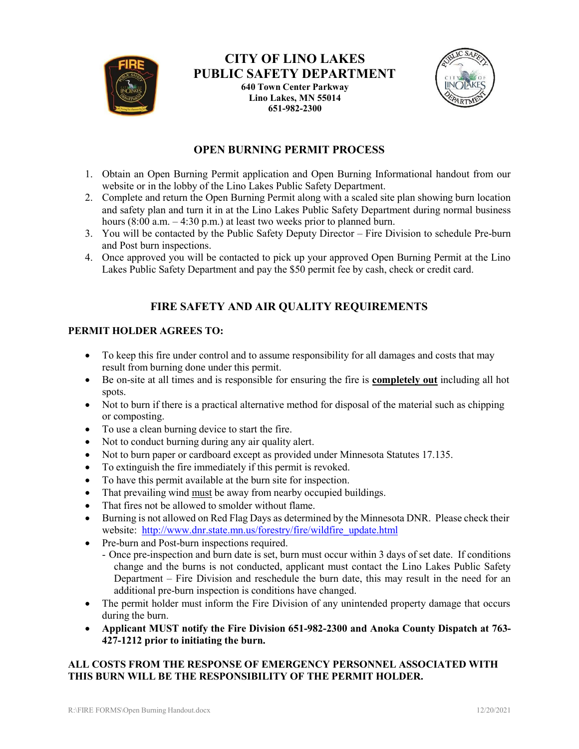# CITY OF LINO LAKES
# PUBLIC SAFETY DEPARTMENT

**640 Town Center Parkway**
**Lino Lakes, MN 55014**
**651-982-2300**

## OPEN BURNING PERMIT PROCESS

1. Obtain an Open Burning Permit application and Open Burning Informational handout from our website or in the lobby of the Lino Lakes Public Safety Department.
2. Complete and return the Open Burning Permit along with a scaled site plan showing burn location and safety plan and turn it in at the Lino Lakes Public Safety Department during normal business hours (8:00 a.m. – 4:30 p.m.) at least two weeks prior to planned burn.
3. You will be contacted by the Public Safety Deputy Director – Fire Division to schedule Pre-burn and Post burn inspections.
4. Once approved you will be contacted to pick up your approved Open Burning Permit at the Lino Lakes Public Safety Department and pay the $50 permit fee by cash, check or credit card.

## FIRE SAFETY AND AIR QUALITY REQUIREMENTS

**PERMIT HOLDER AGREES TO:**

- To keep this fire under control and to assume responsibility for all damages and costs that may result from burning done under this permit.
- Be on-site at all times and is responsible for ensuring the fire is **completely out** including all hot spots.
- Not to burn if there is a practical alternative method for disposal of the material such as chipping or composting.
- To use a clean burning device to start the fire.
- Not to conduct burning during any air quality alert.
- Not to burn paper or cardboard except as provided under Minnesota Statutes 17.135.
- To extinguish the fire immediately if this permit is revoked.
- To have this permit available at the burn site for inspection.
- That prevailing wind must be away from nearby occupied buildings.
- That fires not be allowed to smolder without flame.
- Burning is not allowed on Red Flag Days as determined by the Minnesota DNR. Please check their website: http://www.dnr.state.mn.us/forestry/fire/wildfire_update.html
- Pre-burn and Post-burn inspections required.
  - Once pre-inspection and burn date is set, burn must occur within 3 days of set date. If conditions change and the burns is not conducted, applicant must contact the Lino Lakes Public Safety Department – Fire Division and reschedule the burn date, this may result in the need for an additional pre-burn inspection is conditions have changed.
- The permit holder must inform the Fire Division of any unintended property damage that occurs during the burn.
- **Applicant MUST notify the Fire Division 651-982-2300 and Anoka County Dispatch at 763-427-1212 prior to initiating the burn.**

**ALL COSTS FROM THE RESPONSE OF EMERGENCY PERSONNEL ASSOCIATED WITH THIS BURN WILL BE THE RESPONSIBILITY OF THE PERMIT HOLDER.**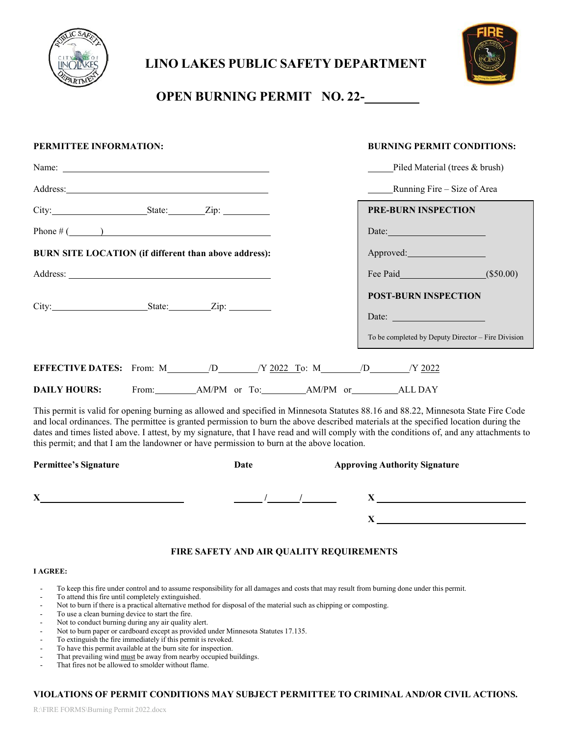# LINO LAKES PUBLIC SAFETY DEPARTMENT

## OPEN BURNING PERMIT NO. 22-________

**PERMITTEE INFORMATION:**

Name: ____________________________________________

Address: __________________________________________

City: ____________________ State: ________ Zip: __________

Phone # (______) __________________________________

**BURN SITE LOCATION (if different than above address):**

Address: __________________________________________

City: ____________________ State: _________ Zip: _________

**BURNING PERMIT CONDITIONS:**

______Piled Material (trees & brush)

______Running Fire – Size of Area

**PRE-BURN INSPECTION**

Date: ____________________

Approved: _________________

Fee Paid __________________ ($50.00)

**POST-BURN INSPECTION**

Date: ____________________

To be completed by Deputy Director – Fire Division

**EFFECTIVE DATES:** From: M________/D________/Y 2022 To: M________/D________/Y 2022

**DAILY HOURS:** From: _________AM/PM or To: _________AM/PM or _________ALL DAY

This permit is valid for opening burning as allowed and specified in Minnesota Statutes 88.16 and 88.22, Minnesota State Fire Code and local ordinances. The permittee is granted permission to burn the above described materials at the specified location during the dates and times listed above. I attest, by my signature, that I have read and will comply with the conditions of, and any attachments to this permit; and that I am the landowner or have permission to burn at the above location.

| **Permittee's Signature** | **Date** | **Approving Authority Signature** |
|---|---|---|
| X ______________________________ | ______/______/______ | X ______________________________ |
| | | X ______________________________ |

### FIRE SAFETY AND AIR QUALITY REQUIREMENTS

**I AGREE:**

- To keep this fire under control and to assume responsibility for all damages and costs that may result from burning done under this permit.
- To attend this fire until completely extinguished.
- Not to burn if there is a practical alternative method for disposal of the material such as chipping or composting.
- To use a clean burning device to start the fire.
- Not to conduct burning during any air quality alert.
- Not to burn paper or cardboard except as provided under Minnesota Statutes 17.135.
- To extinguish the fire immediately if this permit is revoked.
- To have this permit available at the burn site for inspection.
- That prevailing wind must be away from nearby occupied buildings.
- That fires not be allowed to smolder without flame.

**VIOLATIONS OF PERMIT CONDITIONS MAY SUBJECT PERMITTEE TO CRIMINAL AND/OR CIVIL ACTIONS.**

R:\FIRE FORMS\Burning Permit 2022.docx